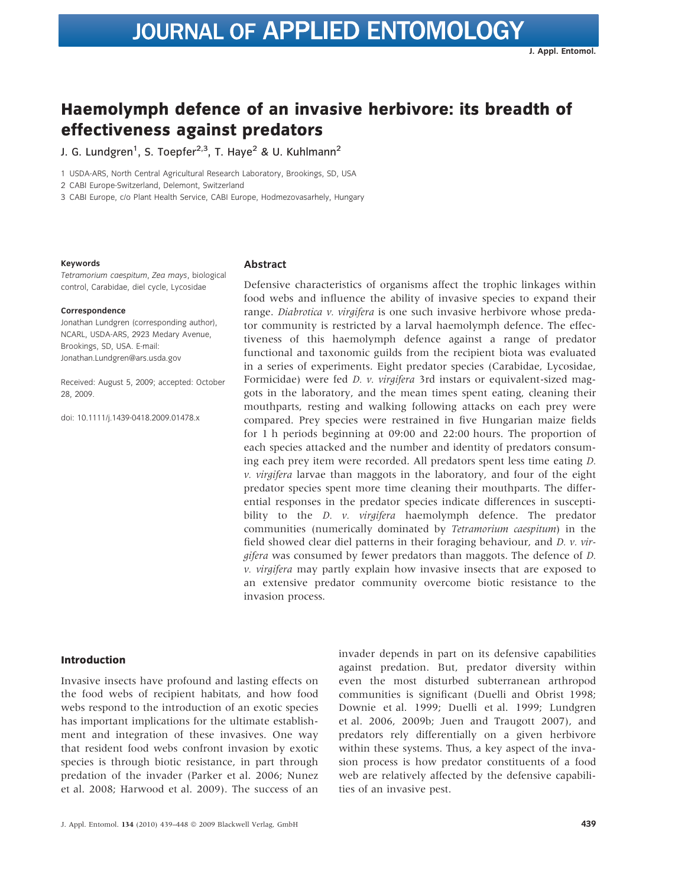# Haemolymph defence of an invasive herbivore: its breadth of effectiveness against predators

J. G. Lundgren[1], S. Toepfer[2,3], T. Haye[2] & U. Kuhlmann[2]

1 USDA-ARS, North Central Agricultural Research Laboratory, Brookings, SD, USA

2 CABI Europe-Switzerland, Delemont, Switzerland

3 CABI Europe, c/o Plant Health Service, CABI Europe, Hodmezovasarhely, Hungary

**Keywords**

*Tetramorium caespitum*, *Zea mays*, biological control, Carabidae, diel cycle, Lycosidae

**Correspondence**

Jonathan Lundgren (corresponding author), NCARL, USDA-ARS, 2923 Medary Avenue, Brookings, SD, USA. E-mail: Jonathan.Lundgren@ars.usda.gov

Received: August 5, 2009; accepted: October 28, 2009.

doi: 10.1111/j.1439-0418.2009.01478.x

## Abstract

Defensive characteristics of organisms affect the trophic linkages within food webs and influence the ability of invasive species to expand their range. *Diabrotica v. virgifera* is one such invasive herbivore whose predator community is restricted by a larval haemolymph defence. The effectiveness of this haemolymph defence against a range of predator functional and taxonomic guilds from the recipient biota was evaluated in a series of experiments. Eight predator species (Carabidae, Lycosidae, Formicidae) were fed *D. v. virgifera* 3rd instars or equivalent-sized maggots in the laboratory, and the mean times spent eating, cleaning their mouthparts, resting and walking following attacks on each prey were compared. Prey species were restrained in five Hungarian maize fields for 1 h periods beginning at 09:00 and 22:00 hours. The proportion of each species attacked and the number and identity of predators consuming each prey item were recorded. All predators spent less time eating *D. v. virgifera* larvae than maggots in the laboratory, and four of the eight predator species spent more time cleaning their mouthparts. The differential responses in the predator species indicate differences in susceptibility to the *D. v. virgifera* haemolymph defence. The predator communities (numerically dominated by *Tetramorium caespitum*) in the field showed clear diel patterns in their foraging behaviour, and *D. v. virgifera* was consumed by fewer predators than maggots. The defence of *D. v. virgifera* may partly explain how invasive insects that are exposed to an extensive predator community overcome biotic resistance to the invasion process.

## Introduction

Invasive insects have profound and lasting effects on the food webs of recipient habitats, and how food webs respond to the introduction of an exotic species has important implications for the ultimate establishment and integration of these invasives. One way that resident food webs confront invasion by exotic species is through biotic resistance, in part through predation of the invader (Parker et al. 2006; Nunez et al. 2008; Harwood et al. 2009). The success of an invader depends in part on its defensive capabilities against predation. But, predator diversity within even the most disturbed subterranean arthropod communities is significant (Duelli and Obrist 1998; Downie et al. 1999; Duelli et al. 1999; Lundgren et al. 2006, 2009b; Juen and Traugott 2007), and predators rely differentially on a given herbivore within these systems. Thus, a key aspect of the invasion process is how predator constituents of a food web are relatively affected by the defensive capabilities of an invasive pest.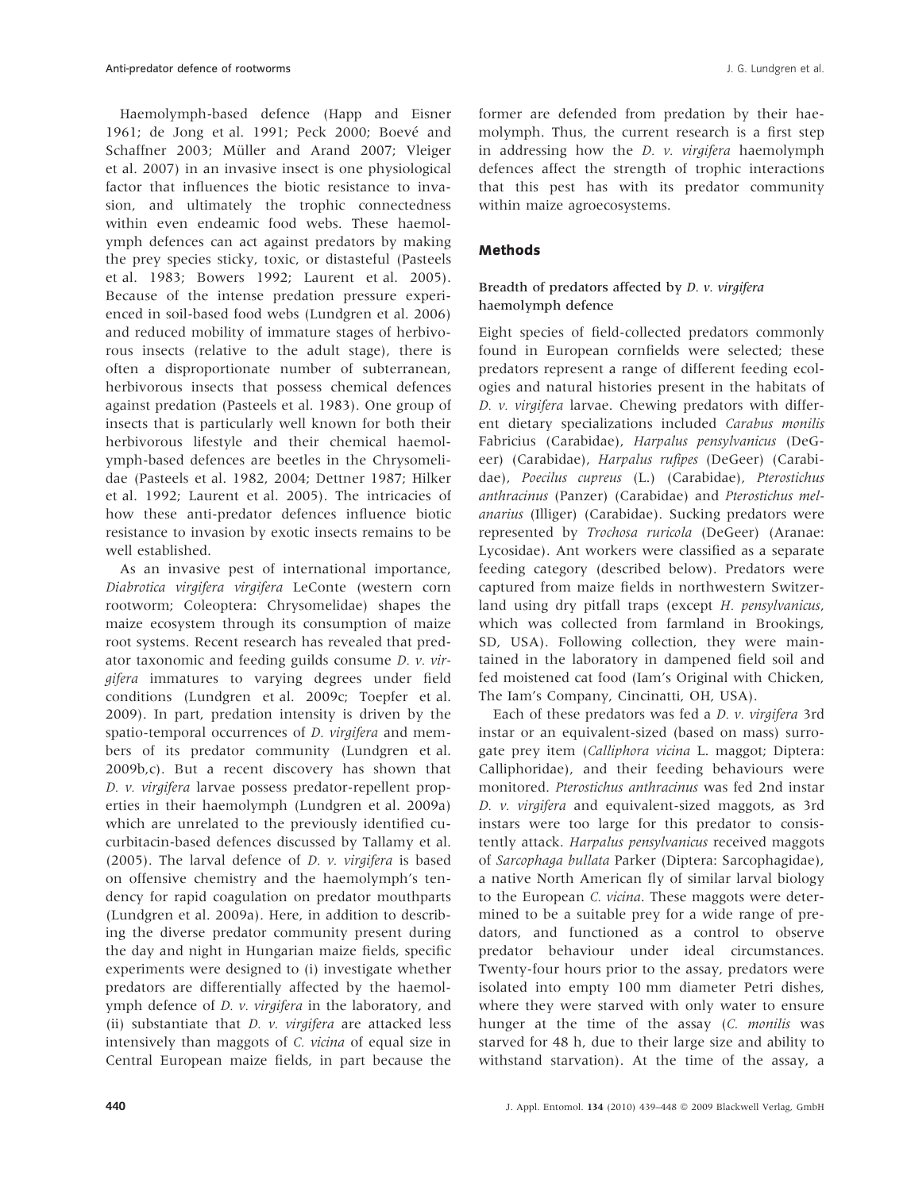Haemolymph-based defence (Happ and Eisner 1961; de Jong et al. 1991; Peck 2000; Boevé and Schaffner 2003; Müller and Arand 2007; Vleiger et al. 2007) in an invasive insect is one physiological factor that influences the biotic resistance to invasion, and ultimately the trophic connectedness within even endeamic food webs. These haemolymph defences can act against predators by making the prey species sticky, toxic, or distasteful (Pasteels et al. 1983; Bowers 1992; Laurent et al. 2005). Because of the intense predation pressure experienced in soil-based food webs (Lundgren et al. 2006) and reduced mobility of immature stages of herbivorous insects (relative to the adult stage), there is often a disproportionate number of subterranean, herbivorous insects that possess chemical defences against predation (Pasteels et al. 1983). One group of insects that is particularly well known for both their herbivorous lifestyle and their chemical haemolymph-based defences are beetles in the Chrysomelidae (Pasteels et al. 1982, 2004; Dettner 1987; Hilker et al. 1992; Laurent et al. 2005). The intricacies of how these anti-predator defences influence biotic resistance to invasion by exotic insects remains to be well established.

As an invasive pest of international importance, *Diabrotica virgifera virgifera* LeConte (western corn rootworm; Coleoptera: Chrysomelidae) shapes the maize ecosystem through its consumption of maize root systems. Recent research has revealed that predator taxonomic and feeding guilds consume *D. v. virgifera* immatures to varying degrees under field conditions (Lundgren et al. 2009c; Toepfer et al. 2009). In part, predation intensity is driven by the spatio-temporal occurrences of *D. virgifera* and members of its predator community (Lundgren et al. 2009b,c). But a recent discovery has shown that *D. v. virgifera* larvae possess predator-repellent properties in their haemolymph (Lundgren et al. 2009a) which are unrelated to the previously identified cucurbitacin-based defences discussed by Tallamy et al. (2005). The larval defence of *D. v. virgifera* is based on offensive chemistry and the haemolymph's tendency for rapid coagulation on predator mouthparts (Lundgren et al. 2009a). Here, in addition to describing the diverse predator community present during the day and night in Hungarian maize fields, specific experiments were designed to (i) investigate whether predators are differentially affected by the haemolymph defence of *D. v. virgifera* in the laboratory, and (ii) substantiate that *D. v. virgifera* are attacked less intensively than maggots of *C. vicina* of equal size in Central European maize fields, in part because the former are defended from predation by their haemolymph. Thus, the current research is a first step in addressing how the *D. v. virgifera* haemolymph defences affect the strength of trophic interactions that this pest has with its predator community within maize agroecosystems.

## Methods

### Breadth of predators affected by *D. v. virgifera* haemolymph defence

Eight species of field-collected predators commonly found in European cornfields were selected; these predators represent a range of different feeding ecologies and natural histories present in the habitats of *D. v. virgifera* larvae. Chewing predators with different dietary specializations included *Carabus monilis* Fabricius (Carabidae), *Harpalus pensylvanicus* (DeGeer) (Carabidae), *Harpalus rufipes* (DeGeer) (Carabidae), *Poecilus cupreus* (L.) (Carabidae), *Pterostichus anthracinus* (Panzer) (Carabidae) and *Pterostichus melanarius* (Illiger) (Carabidae). Sucking predators were represented by *Trochosa ruricola* (DeGeer) (Aranae: Lycosidae). Ant workers were classified as a separate feeding category (described below). Predators were captured from maize fields in northwestern Switzerland using dry pitfall traps (except *H. pensylvanicus*, which was collected from farmland in Brookings, SD, USA). Following collection, they were maintained in the laboratory in dampened field soil and fed moistened cat food (Iam's Original with Chicken, The Iam's Company, Cincinatti, OH, USA).

Each of these predators was fed a *D. v. virgifera* 3rd instar or an equivalent-sized (based on mass) surrogate prey item (*Calliphora vicina* L. maggot; Diptera: Calliphoridae), and their feeding behaviours were monitored. *Pterostichus anthracinus* was fed 2nd instar *D. v. virgifera* and equivalent-sized maggots, as 3rd instars were too large for this predator to consistently attack. *Harpalus pensylvanicus* received maggots of *Sarcophaga bullata* Parker (Diptera: Sarcophagidae), a native North American fly of similar larval biology to the European *C. vicina*. These maggots were determined to be a suitable prey for a wide range of predators, and functioned as a control to observe predator behaviour under ideal circumstances. Twenty-four hours prior to the assay, predators were isolated into empty 100 mm diameter Petri dishes, where they were starved with only water to ensure hunger at the time of the assay (*C. monilis* was starved for 48 h, due to their large size and ability to withstand starvation). At the time of the assay, a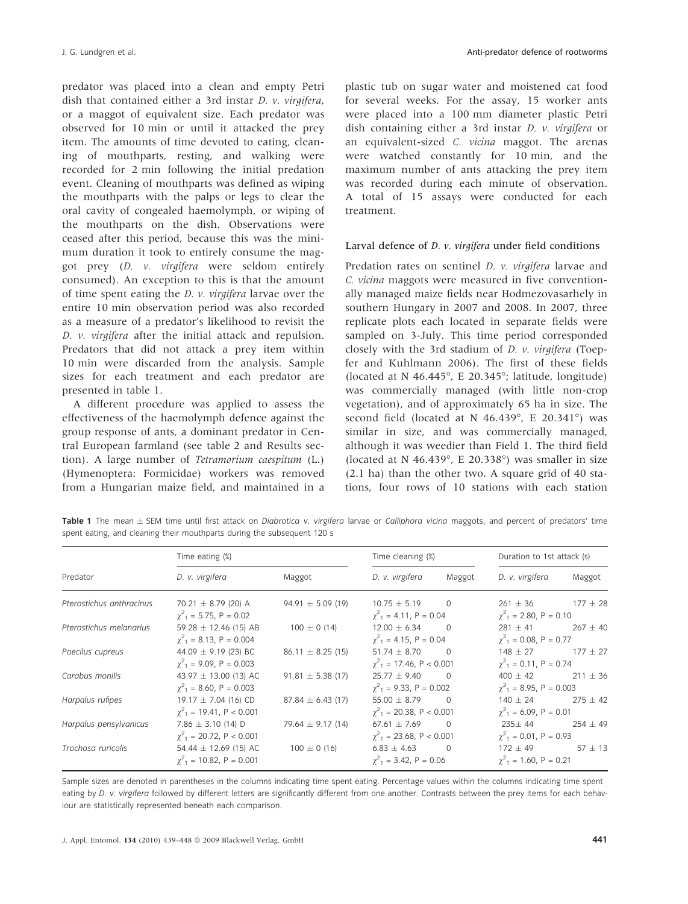predator was placed into a clean and empty Petri dish that contained either a 3rd instar *D. v. virgifera*, or a maggot of equivalent size. Each predator was observed for 10 min or until it attacked the prey item. The amounts of time devoted to eating, cleaning of mouthparts, resting, and walking were recorded for 2 min following the initial predation event. Cleaning of mouthparts was defined as wiping the mouthparts with the palps or legs to clear the oral cavity of congealed haemolymph, or wiping of the mouthparts on the dish. Observations were ceased after this period, because this was the minimum duration it took to entirely consume the maggot prey (*D. v. virgifera* were seldom entirely consumed). An exception to this is that the amount of time spent eating the *D. v. virgifera* larvae over the entire 10 min observation period was also recorded as a measure of a predator's likelihood to revisit the *D. v. virgifera* after the initial attack and repulsion. Predators that did not attack a prey item within 10 min were discarded from the analysis. Sample sizes for each treatment and each predator are presented in table 1.

A different procedure was applied to assess the effectiveness of the haemolymph defence against the group response of ants, a dominant predator in Central European farmland (see table 2 and Results section). A large number of *Tetramorium caespitum* (L.) (Hymenoptera: Formicidae) workers was removed from a Hungarian maize field, and maintained in a plastic tub on sugar water and moistened cat food for several weeks. For the assay, 15 worker ants were placed into a 100 mm diameter plastic Petri dish containing either a 3rd instar *D. v. virgifera* or an equivalent-sized *C. vicina* maggot. The arenas were watched constantly for 10 min, and the maximum number of ants attacking the prey item was recorded during each minute of observation. A total of 15 assays were conducted for each treatment.

### Larval defence of *D. v. virgifera* under field conditions

Predation rates on sentinel *D. v. virgifera* larvae and *C. vicina* maggots were measured in five conventionally managed maize fields near Hodmezovasarhely in southern Hungary in 2007 and 2008. In 2007, three replicate plots each located in separate fields were sampled on 3-July. This time period corresponded closely with the 3rd stadium of *D. v. virgifera* (Toepfer and Kuhlmann 2006). The first of these fields (located at N 46.445°, E 20.345°; latitude, longitude) was commercially managed (with little non-crop vegetation), and of approximately 65 ha in size. The second field (located at N 46.439°, E 20.341°) was similar in size, and was commercially managed, although it was weedier than Field 1. The third field (located at N 46.439°, E 20.338°) was smaller in size (2.1 ha) than the other two. A square grid of 40 stations, four rows of 10 stations with each station

**Table 1** The mean ± SEM time until first attack on *Diabrotica v. virgifera* larvae or *Calliphora vicina* maggots, and percent of predators' time spent eating, and cleaning their mouthparts during the subsequent 120 s

| Predator | Time eating (%) | | Time cleaning (%) | | Duration to 1st attack (s) | |
|---|---|---|---|---|---|---|
| | *D. v. virgifera* | Maggot | *D. v. virgifera* | Maggot | *D. v. virgifera* | Maggot |
| *Pterostichus anthracinus* | 70.21 ± 8.79 (20) A<br>$\chi^2_1 = 5.75$, $P = 0.02$ | 94.91 ± 5.09 (19) | 10.75 ± 5.19<br>$\chi^2_1 = 4.11$, $P = 0.04$ | 0 | 261 ± 36<br>$\chi^2_1 = 2.80$, $P = 0.10$ | 177 ± 28 |
| *Pterostichus melanarius* | 59.28 ± 12.46 (15) AB<br>$\chi^2_1 = 8.13$, $P = 0.004$ | 100 ± 0 (14) | 12.00 ± 6.34<br>$\chi^2_1 = 4.15$, $P = 0.04$ | 0 | 281 ± 41<br>$\chi^2_1 = 0.08$, $P = 0.77$ | 267 ± 40 |
| *Poecilus cupreus* | 44.09 ± 9.19 (23) BC<br>$\chi^2_1 = 9.09$, $P = 0.003$ | 86.11 ± 8.25 (15) | 51.74 ± 8.70<br>$\chi^2_1 = 17.46$, $P < 0.001$ | 0 | 148 ± 27<br>$\chi^2_1 = 0.11$, $P = 0.74$ | 177 ± 27 |
| *Carabus monilis* | 43.97 ± 13.00 (13) AC<br>$\chi^2_1 = 8.60$, $P = 0.003$ | 91.81 ± 5.38 (17) | 25.77 ± 9.40<br>$\chi^2_1 = 9.33$, $P = 0.002$ | 0 | 400 ± 42<br>$\chi^2_1 = 8.95$, $P = 0.003$ | 211 ± 36 |
| *Harpalus rufipes* | 19.17 ± 7.04 (16) CD<br>$\chi^2_1 = 19.41$, $P < 0.001$ | 87.84 ± 6.43 (17) | 55.00 ± 8.79<br>$\chi^2_1 = 20.38$, $P < 0.001$ | 0 | 140 ± 24<br>$\chi^2_1 = 6.09$, $P = 0.01$ | 275 ± 42 |
| *Harpalus pensylvanicus* | 7.86 ± 3.10 (14) D<br>$\chi^2_1 = 20.72$, $P < 0.001$ | 79.64 ± 9.17 (14) | 67.61 ± 7.69<br>$\chi^2_1 = 23.68$, $P < 0.001$ | 0 | 235± 44<br>$\chi^2_1 = 0.01$, $P = 0.93$ | 254 ± 49 |
| *Trochosa ruricolis* | 54.44 ± 12.69 (15) AC<br>$\chi^2_1 = 10.82$, $P = 0.001$ | 100 ± 0 (16) | 6.83 ± 4.63<br>$\chi^2_1 = 3.42$, $P = 0.06$ | 0 | 172 ± 49<br>$\chi^2_1 = 1.60$, $P = 0.21$ | 57 ± 13 |

Sample sizes are denoted in parentheses in the columns indicating time spent eating. Percentage values within the columns indicating time spent eating by *D. v. virgifera* followed by different letters are significantly different from one another. Contrasts between the prey items for each behaviour are statistically represented beneath each comparison.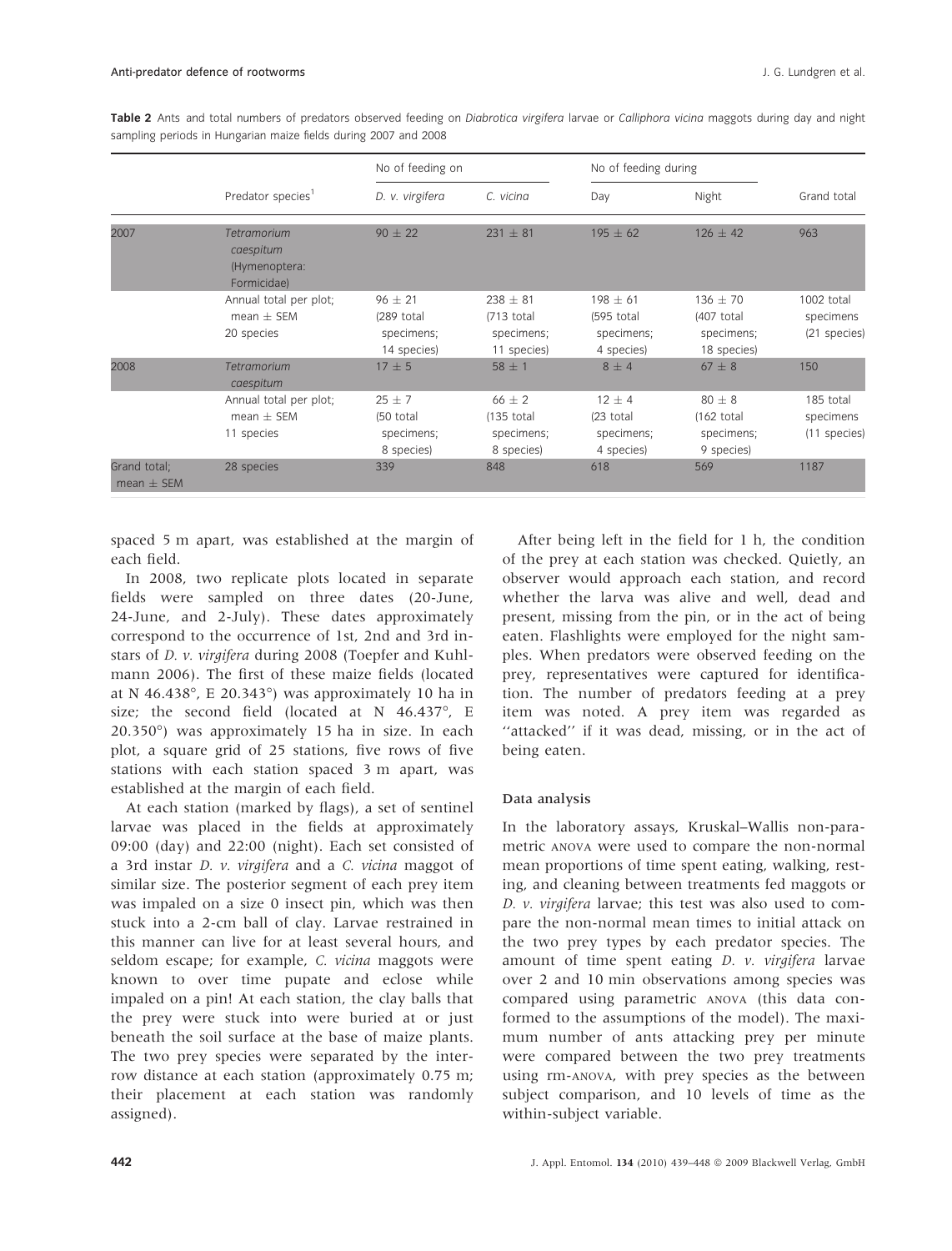**Table 2** Ants and total numbers of predators observed feeding on *Diabrotica virgifera* larvae or *Calliphora vicina* maggots during day and night sampling periods in Hungarian maize fields during 2007 and 2008

| | Predator species[1] | No of feeding on | | No of feeding during | | Grand total |
|---|---|---|---|---|---|---|
| | | *D. v. virgifera* | *C. vicina* | Day | Night | |
| 2007 | *Tetramorium caespitum* (Hymenoptera: Formicidae) | 90 ± 22 | 231 ± 81 | 195 ± 62 | 126 ± 42 | 963 |
| | Annual total per plot; mean ± SEM 20 species | 96 ± 21 (289 total specimens; 14 species) | 238 ± 81 (713 total specimens; 11 species) | 198 ± 61 (595 total specimens; 4 species) | 136 ± 70 (407 total specimens; 18 species) | 1002 total specimens (21 species) |
| 2008 | *Tetramorium caespitum* | 17 ± 5 | 58 ± 1 | 8 ± 4 | 67 ± 8 | 150 |
| | Annual total per plot; mean ± SEM 11 species | 25 ± 7 (50 total specimens; 8 species) | 66 ± 2 (135 total specimens; 8 species) | 12 ± 4 (23 total specimens; 4 species) | 80 ± 8 (162 total specimens; 9 species) | 185 total specimens (11 species) |
| Grand total; mean ± SEM | 28 species | 339 | 848 | 618 | 569 | 1187 |

spaced 5 m apart, was established at the margin of each field.

In 2008, two replicate plots located in separate fields were sampled on three dates (20-June, 24-June, and 2-July). These dates approximately correspond to the occurrence of 1st, 2nd and 3rd instars of *D. v. virgifera* during 2008 (Toepfer and Kuhlmann 2006). The first of these maize fields (located at N 46.438°, E 20.343°) was approximately 10 ha in size; the second field (located at N 46.437°, E 20.350°) was approximately 15 ha in size. In each plot, a square grid of 25 stations, five rows of five stations with each station spaced 3 m apart, was established at the margin of each field.

At each station (marked by flags), a set of sentinel larvae was placed in the fields at approximately 09:00 (day) and 22:00 (night). Each set consisted of a 3rd instar *D. v. virgifera* and a *C. vicina* maggot of similar size. The posterior segment of each prey item was impaled on a size 0 insect pin, which was then stuck into a 2-cm ball of clay. Larvae restrained in this manner can live for at least several hours, and seldom escape; for example, *C. vicina* maggots were known to over time pupate and eclose while impaled on a pin! At each station, the clay balls that the prey were stuck into were buried at or just beneath the soil surface at the base of maize plants. The two prey species were separated by the inter-row distance at each station (approximately 0.75 m; their placement at each station was randomly assigned).

After being left in the field for 1 h, the condition of the prey at each station was checked. Quietly, an observer would approach each station, and record whether the larva was alive and well, dead and present, missing from the pin, or in the act of being eaten. Flashlights were employed for the night samples. When predators were observed feeding on the prey, representatives were captured for identification. The number of predators feeding at a prey item was noted. A prey item was regarded as ''attacked'' if it was dead, missing, or in the act of being eaten.

### Data analysis

In the laboratory assays, Kruskal–Wallis non-parametric ANOVA were used to compare the non-normal mean proportions of time spent eating, walking, resting, and cleaning between treatments fed maggots or *D. v. virgifera* larvae; this test was also used to compare the non-normal mean times to initial attack on the two prey types by each predator species. The amount of time spent eating *D. v. virgifera* larvae over 2 and 10 min observations among species was compared using parametric ANOVA (this data conformed to the assumptions of the model). The maximum number of ants attacking prey per minute were compared between the two prey treatments using rm-ANOVA, with prey species as the between subject comparison, and 10 levels of time as the within-subject variable.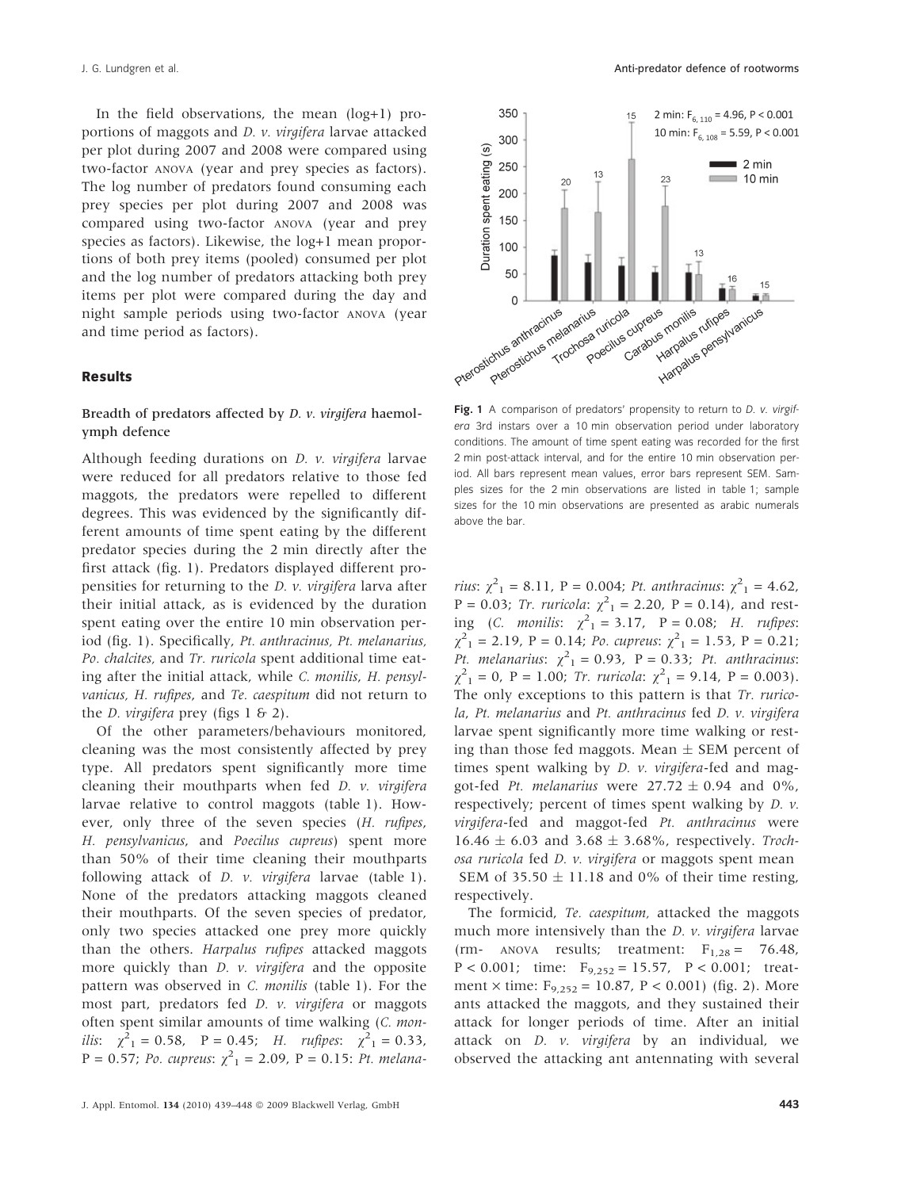In the field observations, the mean (log+1) proportions of maggots and *D. v. virgifera* larvae attacked per plot during 2007 and 2008 were compared using two-factor ANOVA (year and prey species as factors). The log number of predators found consuming each prey species per plot during 2007 and 2008 was compared using two-factor ANOVA (year and prey species as factors). Likewise, the log+1 mean proportions of both prey items (pooled) consumed per plot and the log number of predators attacking both prey items per plot were compared during the day and night sample periods using two-factor ANOVA (year and time period as factors).

## Results

### Breadth of predators affected by *D. v. virgifera* haemolymph defence

Although feeding durations on *D. v. virgifera* larvae were reduced for all predators relative to those fed maggots, the predators were repelled to different degrees. This was evidenced by the significantly different amounts of time spent eating by the different predator species during the 2 min directly after the first attack (fig. 1). Predators displayed different propensities for returning to the *D. v. virgifera* larva after their initial attack, as is evidenced by the duration spent eating over the entire 10 min observation period (fig. 1). Specifically, *Pt. anthracinus, Pt. melanarius, Po. chalcites,* and *Tr. ruricola* spent additional time eating after the initial attack, while *C. monilis*, *H. pensylvanicus, H. rufipes*, and *Te. caespitum* did not return to the *D. virgifera* prey (figs 1 & 2).

Of the other parameters/behaviours monitored, cleaning was the most consistently affected by prey type. All predators spent significantly more time cleaning their mouthparts when fed *D. v. virgifera* larvae relative to control maggots (table 1). However, only three of the seven species (*H. rufipes*, *H. pensylvanicus*, and *Poecilus cupreus*) spent more than 50% of their time cleaning their mouthparts following attack of *D. v. virgifera* larvae (table 1). None of the predators attacking maggots cleaned their mouthparts. Of the seven species of predator, only two species attacked one prey more quickly than the others. *Harpalus rufipes* attacked maggots more quickly than *D. v. virgifera* and the opposite pattern was observed in *C. monilis* (table 1). For the most part, predators fed *D. v. virgifera* or maggots often spent similar amounts of time walking (*C. monilis*: $\chi^2_1 = 0.58$, P = 0.45; *H. rufipes*: $\chi^2_1 = 0.33$, P = 0.57; *Po. cupreus*: $\chi^2_1 = 2.09$, P = 0.15: *Pt. melanarius*: $\chi^2_1 = 8.11$, P = 0.004; *Pt. anthracinus*: $\chi^2_1 = 4.62$, P = 0.03; *Tr. ruricola*: $\chi^2_1 = 2.20$, P = 0.14), and resting (*C. monilis*: $\chi^2_1 = 3.17$, P = 0.08; *H. rufipes*: $\chi^2_1 = 2.19$, P = 0.14; *Po. cupreus*: $\chi^2_1 = 1.53$, P = 0.21; *Pt. melanarius*: $\chi^2_1 = 0.93$, P = 0.33; *Pt. anthracinus*: $\chi^2_1 = 0$, P = 1.00; *Tr. ruricola*: $\chi^2_1 = 9.14$, P = 0.003). The only exceptions to this pattern is that *Tr. ruricola*, *Pt. melanarius* and *Pt. anthracinus* fed *D. v. virgifera* larvae spent significantly more time walking or resting than those fed maggots. Mean ± SEM percent of times spent walking by *D. v. virgifera*-fed and maggot-fed *Pt. melanarius* were 27.72 ± 0.94 and 0%, respectively; percent of times spent walking by *D. v. virgifera*-fed and maggot-fed *Pt. anthracinus* were 16.46 ± 6.03 and 3.68 ± 3.68%, respectively. *Trochosa ruricola* fed *D. v. virgifera* or maggots spent mean SEM of 35.50 ± 11.18 and 0% of their time resting, respectively.

The formicid, *Te. caespitum,* attacked the maggots much more intensively than the *D. v. virgifera* larvae (rm- ANOVA results; treatment: $F_{1,28} = 76.48$, P < 0.001; time: $F_{9,252} = 15.57$, P < 0.001; treatment × time: $F_{9,252} = 10.87$, P < 0.001) (fig. 2). More ants attacked the maggots, and they sustained their attack for longer periods of time. After an initial attack on *D. v. virgifera* by an individual, we observed the attacking ant antennating with several

**Fig. 1** A comparison of predators' propensity to return to *D. v. virgifera* 3rd instars over a 10 min observation period under laboratory conditions. The amount of time spent eating was recorded for the first 2 min post-attack interval, and for the entire 10 min observation period. All bars represent mean values, error bars represent SEM. Samples sizes for the 2 min observations are listed in table 1; sample sizes for the 10 min observations are presented as arabic numerals above the bar.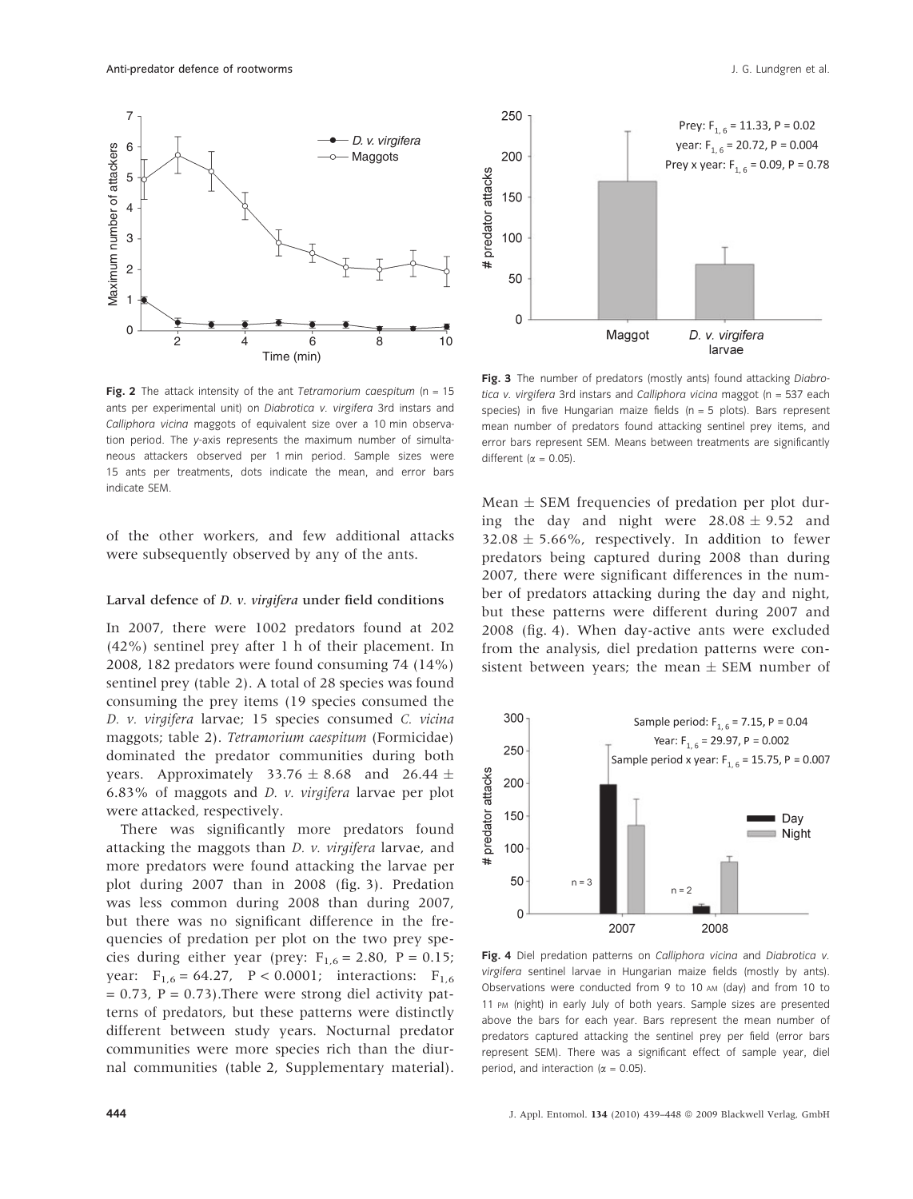Fig. 2 The attack intensity of the ant *Tetramorium caespitum* (n = 15 ants per experimental unit) on *Diabrotica v. virgifera* 3rd instars and *Calliphora vicina* maggots of equivalent size over a 10 min observation period. The *y*-axis represents the maximum number of simultaneous attackers observed per 1 min period. Sample sizes were 15 ants per treatments, dots indicate the mean, and error bars indicate SEM.

of the other workers, and few additional attacks were subsequently observed by any of the ants.

### Larval defence of *D. v. virgifera* under field conditions

In 2007, there were 1002 predators found at 202 (42%) sentinel prey after 1 h of their placement. In 2008, 182 predators were found consuming 74 (14%) sentinel prey (table 2). A total of 28 species was found consuming the prey items (19 species consumed the *D. v. virgifera* larvae; 15 species consumed *C. vicina* maggots; table 2). *Tetramorium caespitum* (Formicidae) dominated the predator communities during both years. Approximately $33.76 \pm 8.68$ and $26.44 \pm 6.83$% of maggots and *D. v. virgifera* larvae per plot were attacked, respectively.

There was significantly more predators found attacking the maggots than *D. v. virgifera* larvae, and more predators were found attacking the larvae per plot during 2007 than in 2008 (fig. 3). Predation was less common during 2008 than during 2007, but there was no significant difference in the frequencies of predation per plot on the two prey species during either year (prey: $F_{1,6} = 2.80$, $P = 0.15$; year: $F_{1,6} = 64.27$, $P < 0.0001$; interactions: $F_{1,6} = 0.73$, $P = 0.73$).There were strong diel activity patterns of predators, but these patterns were distinctly different between study years. Nocturnal predator communities were more species rich than the diurnal communities (table 2, Supplementary material).

Fig. 3 The number of predators (mostly ants) found attacking *Diabrotica v. virgifera* 3rd instars and *Calliphora vicina* maggot (n = 537 each species) in five Hungarian maize fields (n = 5 plots). Bars represent mean number of predators found attacking sentinel prey items, and error bars represent SEM. Means between treatments are significantly different (α = 0.05).

Mean ± SEM frequencies of predation per plot during the day and night were $28.08 \pm 9.52$ and $32.08 \pm 5.66$%, respectively. In addition to fewer predators being captured during 2008 than during 2007, there were significant differences in the number of predators attacking during the day and night, but these patterns were different during 2007 and 2008 (fig. 4). When day-active ants were excluded from the analysis, diel predation patterns were consistent between years; the mean ± SEM number of

Fig. 4 Diel predation patterns on *Calliphora vicina* and *Diabrotica v. virgifera* sentinel larvae in Hungarian maize fields (mostly by ants). Observations were conducted from 9 to 10 AM (day) and from 10 to 11 PM (night) in early July of both years. Sample sizes are presented above the bars for each year. Bars represent the mean number of predators captured attacking the sentinel prey per field (error bars represent SEM). There was a significant effect of sample year, diel period, and interaction (α = 0.05).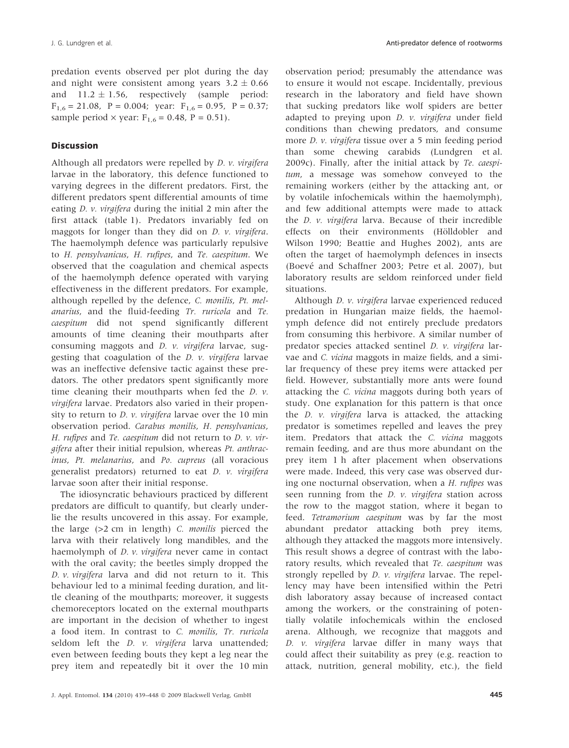predation events observed per plot during the day and night were consistent among years $3.2 \pm 0.66$ and $11.2 \pm 1.56$, respectively (sample period: $F_{1,6} = 21.08$, $P = 0.004$; year: $F_{1,6} = 0.95$, $P = 0.37$; sample period × year: $F_{1,6} = 0.48$, $P = 0.51$).

## Discussion

Although all predators were repelled by *D. v. virgifera* larvae in the laboratory, this defence functioned to varying degrees in the different predators. First, the different predators spent differential amounts of time eating *D. v. virgifera* during the initial 2 min after the first attack (table 1). Predators invariably fed on maggots for longer than they did on *D. v. virgifera*. The haemolymph defence was particularly repulsive to *H. pensylvanicus*, *H. rufipes*, and *Te. caespitum*. We observed that the coagulation and chemical aspects of the haemolymph defence operated with varying effectiveness in the different predators. For example, although repelled by the defence, *C. monilis*, *Pt. melanarius*, and the fluid-feeding *Tr. ruricola* and *Te. caespitum* did not spend significantly different amounts of time cleaning their mouthparts after consuming maggots and *D. v. virgifera* larvae, suggesting that coagulation of the *D. v. virgifera* larvae was an ineffective defensive tactic against these predators. The other predators spent significantly more time cleaning their mouthparts when fed the *D. v. virgifera* larvae. Predators also varied in their propensity to return to *D. v. virgifera* larvae over the 10 min observation period. *Carabus monilis*, *H. pensylvanicus*, *H. rufipes* and *Te. caespitum* did not return to *D. v. virgifera* after their initial repulsion, whereas *Pt. anthracinus*, *Pt. melanarius*, and *Po. cupreus* (all voracious generalist predators) returned to eat *D. v. virgifera* larvae soon after their initial response.

The idiosyncratic behaviours practiced by different predators are difficult to quantify, but clearly underlie the results uncovered in this assay. For example, the large (>2 cm in length) *C. monilis* pierced the larva with their relatively long mandibles, and the haemolymph of *D. v. virgifera* never came in contact with the oral cavity; the beetles simply dropped the *D. v. virgifera* larva and did not return to it. This behaviour led to a minimal feeding duration, and little cleaning of the mouthparts; moreover, it suggests chemoreceptors located on the external mouthparts are important in the decision of whether to ingest a food item. In contrast to *C. monilis*, *Tr. ruricola* seldom left the *D. v. virgifera* larva unattended; even between feeding bouts they kept a leg near the prey item and repeatedly bit it over the 10 min observation period; presumably the attendance was to ensure it would not escape. Incidentally, previous research in the laboratory and field have shown that sucking predators like wolf spiders are better adapted to preying upon *D. v. virgifera* under field conditions than chewing predators, and consume more *D. v. virgifera* tissue over a 5 min feeding period than some chewing carabids (Lundgren et al. 2009c). Finally, after the initial attack by *Te. caespitum*, a message was somehow conveyed to the remaining workers (either by the attacking ant, or by volatile infochemicals within the haemolymph), and few additional attempts were made to attack the *D. v. virgifera* larva. Because of their incredible effects on their environments (Hölldobler and Wilson 1990; Beattie and Hughes 2002), ants are often the target of haemolymph defences in insects (Boevé and Schaffner 2003; Petre et al. 2007), but laboratory results are seldom reinforced under field situations.

Although *D. v. virgifera* larvae experienced reduced predation in Hungarian maize fields, the haemolymph defence did not entirely preclude predators from consuming this herbivore. A similar number of predator species attacked sentinel *D. v. virgifera* larvae and *C. vicina* maggots in maize fields, and a similar frequency of these prey items were attacked per field. However, substantially more ants were found attacking the *C. vicina* maggots during both years of study. One explanation for this pattern is that once the *D. v. virgifera* larva is attacked, the attacking predator is sometimes repelled and leaves the prey item. Predators that attack the *C. vicina* maggots remain feeding, and are thus more abundant on the prey item 1 h after placement when observations were made. Indeed, this very case was observed during one nocturnal observation, when a *H. rufipes* was seen running from the *D. v. virgifera* station across the row to the maggot station, where it began to feed. *Tetramorium caespitum* was by far the most abundant predator attacking both prey items, although they attacked the maggots more intensively. This result shows a degree of contrast with the laboratory results, which revealed that *Te. caespitum* was strongly repelled by *D. v. virgifera* larvae. The repellency may have been intensified within the Petri dish laboratory assay because of increased contact among the workers, or the constraining of potentially volatile infochemicals within the enclosed arena. Although, we recognize that maggots and *D. v. virgifera* larvae differ in many ways that could affect their suitability as prey (e.g. reaction to attack, nutrition, general mobility, etc.), the field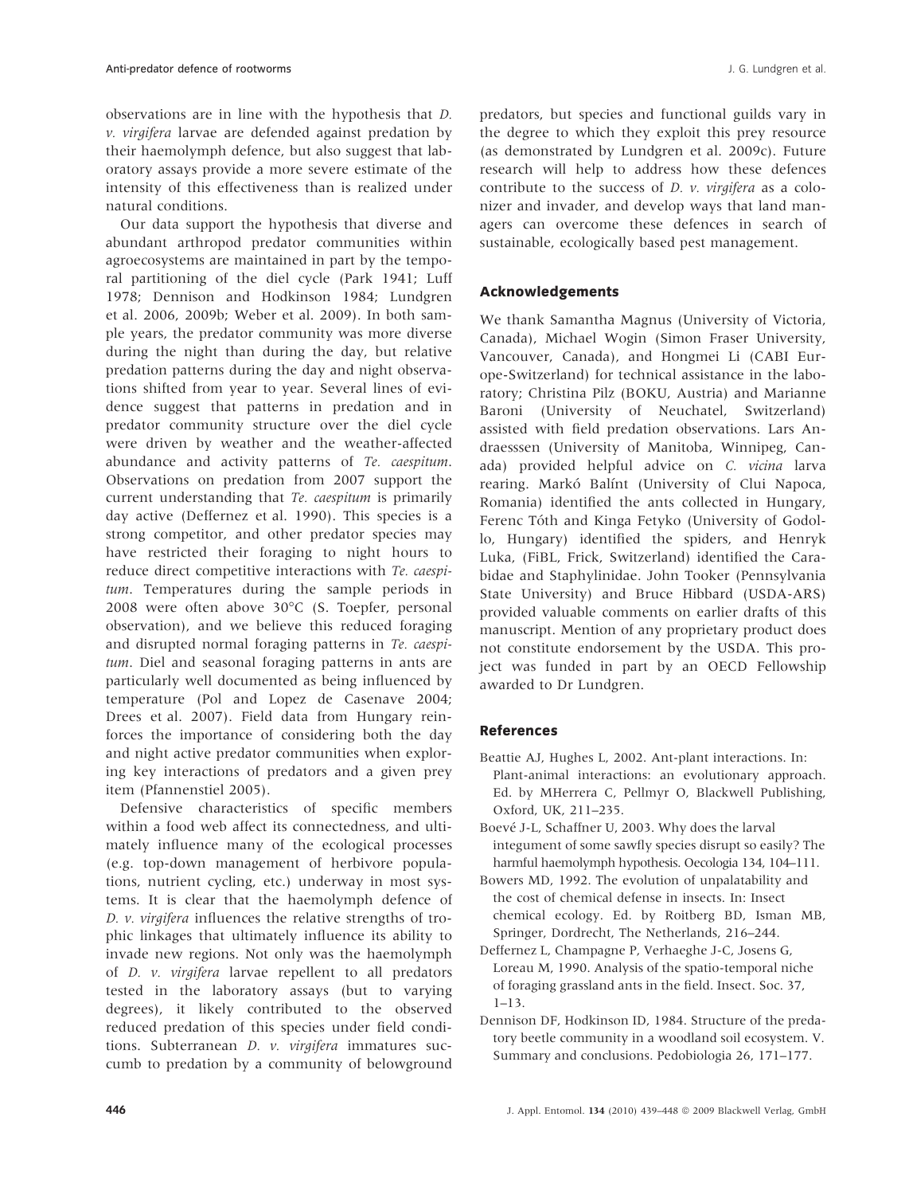observations are in line with the hypothesis that *D. v. virgifera* larvae are defended against predation by their haemolymph defence, but also suggest that laboratory assays provide a more severe estimate of the intensity of this effectiveness than is realized under natural conditions.

Our data support the hypothesis that diverse and abundant arthropod predator communities within agroecosystems are maintained in part by the temporal partitioning of the diel cycle (Park 1941; Luff 1978; Dennison and Hodkinson 1984; Lundgren et al. 2006, 2009b; Weber et al. 2009). In both sample years, the predator community was more diverse during the night than during the day, but relative predation patterns during the day and night observations shifted from year to year. Several lines of evidence suggest that patterns in predation and in predator community structure over the diel cycle were driven by weather and the weather-affected abundance and activity patterns of *Te. caespitum*. Observations on predation from 2007 support the current understanding that *Te. caespitum* is primarily day active (Deffernez et al. 1990). This species is a strong competitor, and other predator species may have restricted their foraging to night hours to reduce direct competitive interactions with *Te. caespitum*. Temperatures during the sample periods in 2008 were often above 30°C (S. Toepfer, personal observation), and we believe this reduced foraging and disrupted normal foraging patterns in *Te. caespitum*. Diel and seasonal foraging patterns in ants are particularly well documented as being influenced by temperature (Pol and Lopez de Casenave 2004; Drees et al. 2007). Field data from Hungary reinforces the importance of considering both the day and night active predator communities when exploring key interactions of predators and a given prey item (Pfannenstiel 2005).

Defensive characteristics of specific members within a food web affect its connectedness, and ultimately influence many of the ecological processes (e.g. top-down management of herbivore populations, nutrient cycling, etc.) underway in most systems. It is clear that the haemolymph defence of *D. v. virgifera* influences the relative strengths of trophic linkages that ultimately influence its ability to invade new regions. Not only was the haemolymph of *D. v. virgifera* larvae repellent to all predators tested in the laboratory assays (but to varying degrees), it likely contributed to the observed reduced predation of this species under field conditions. Subterranean *D. v. virgifera* immatures succumb to predation by a community of belowground predators, but species and functional guilds vary in the degree to which they exploit this prey resource (as demonstrated by Lundgren et al. 2009c). Future research will help to address how these defences contribute to the success of *D. v. virgifera* as a colonizer and invader, and develop ways that land managers can overcome these defences in search of sustainable, ecologically based pest management.

## Acknowledgements

We thank Samantha Magnus (University of Victoria, Canada), Michael Wogin (Simon Fraser University, Vancouver, Canada), and Hongmei Li (CABI Europe-Switzerland) for technical assistance in the laboratory; Christina Pilz (BOKU, Austria) and Marianne Baroni (University of Neuchatel, Switzerland) assisted with field predation observations. Lars Andraesssen (University of Manitoba, Winnipeg, Canada) provided helpful advice on *C. vicina* larva rearing. Markó Balínt (University of Clui Napoca, Romania) identified the ants collected in Hungary, Ferenc Tóth and Kinga Fetyko (University of Godollo, Hungary) identified the spiders, and Henryk Luka, (FiBL, Frick, Switzerland) identified the Carabidae and Staphylinidae. John Tooker (Pennsylvania State University) and Bruce Hibbard (USDA-ARS) provided valuable comments on earlier drafts of this manuscript. Mention of any proprietary product does not constitute endorsement by the USDA. This project was funded in part by an OECD Fellowship awarded to Dr Lundgren.

## References

Beattie AJ, Hughes L, 2002. Ant-plant interactions. In: Plant-animal interactions: an evolutionary approach. Ed. by MHerrera C, Pellmyr O, Blackwell Publishing, Oxford, UK, 211–235.

Boevé J-L, Schaffner U, 2003. Why does the larval integument of some sawfly species disrupt so easily? The harmful haemolymph hypothesis. Oecologia 134, 104–111.

Bowers MD, 1992. The evolution of unpalatability and the cost of chemical defense in insects. In: Insect chemical ecology. Ed. by Roitberg BD, Isman MB, Springer, Dordrecht, The Netherlands, 216–244.

Deffernez L, Champagne P, Verhaeghe J-C, Josens G, Loreau M, 1990. Analysis of the spatio-temporal niche of foraging grassland ants in the field. Insect. Soc. 37, 1–13.

Dennison DF, Hodkinson ID, 1984. Structure of the predatory beetle community in a woodland soil ecosystem. V. Summary and conclusions. Pedobiologia 26, 171–177.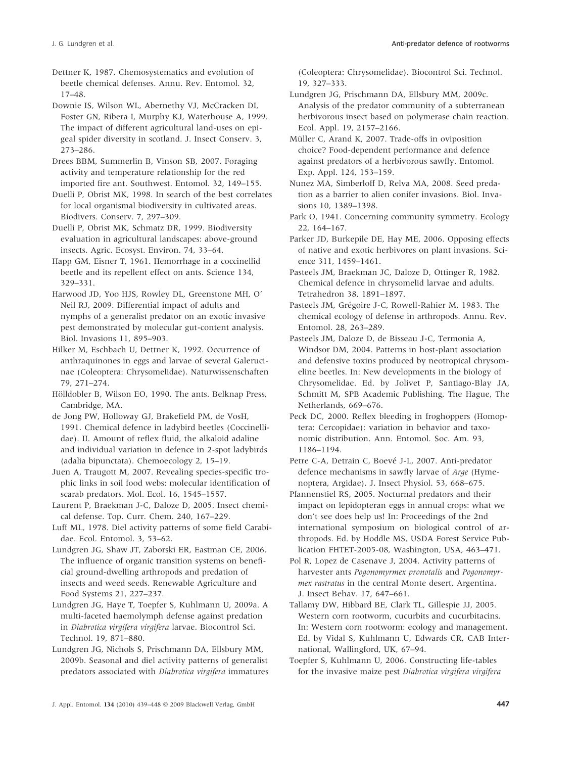Dettner K, 1987. Chemosystematics and evolution of beetle chemical defenses. Annu. Rev. Entomol. 32, 17–48.

Downie IS, Wilson WL, Abernethy VJ, McCracken DI, Foster GN, Ribera I, Murphy KJ, Waterhouse A, 1999. The impact of different agricultural land-uses on epigeal spider diversity in scotland. J. Insect Conserv. 3, 273–286.

Drees BBM, Summerlin B, Vinson SB, 2007. Foraging activity and temperature relationship for the red imported fire ant. Southwest. Entomol. 32, 149–155.

Duelli P, Obrist MK, 1998. In search of the best correlates for local organismal biodiversity in cultivated areas. Biodivers. Conserv. 7, 297–309.

Duelli P, Obrist MK, Schmatz DR, 1999. Biodiversity evaluation in agricultural landscapes: above-ground insects. Agric. Ecosyst. Environ. 74, 33–64.

Happ GM, Eisner T, 1961. Hemorrhage in a coccinellid beetle and its repellent effect on ants. Science 134, 329–331.

Harwood JD, Yoo HJS, Rowley DL, Greenstone MH, O' Neil RJ, 2009. Differential impact of adults and nymphs of a generalist predator on an exotic invasive pest demonstrated by molecular gut-content analysis. Biol. Invasions 11, 895–903.

Hilker M, Eschbach U, Dettner K, 1992. Occurrence of anthraquinones in eggs and larvae of several Galerucinae (Coleoptera: Chrysomelidae). Naturwissenschaften 79, 271–274.

Hölldobler B, Wilson EO, 1990. The ants. Belknap Press, Cambridge, MA.

de Jong PW, Holloway GJ, Brakefield PM, de VosH, 1991. Chemical defence in ladybird beetles (Coccinellidae). II. Amount of reflex fluid, the alkaloid adaline and individual variation in defence in 2-spot ladybirds (adalia bipunctata). Chemoecology 2, 15–19.

Juen A, Traugott M, 2007. Revealing species-specific trophic links in soil food webs: molecular identification of scarab predators. Mol. Ecol. 16, 1545–1557.

Laurent P, Braekman J-C, Daloze D, 2005. Insect chemical defense. Top. Curr. Chem. 240, 167–229.

Luff ML, 1978. Diel activity patterns of some field Carabidae. Ecol. Entomol. 3, 53–62.

Lundgren JG, Shaw JT, Zaborski ER, Eastman CE, 2006. The influence of organic transition systems on beneficial ground-dwelling arthropods and predation of insects and weed seeds. Renewable Agriculture and Food Systems 21, 227–237.

Lundgren JG, Haye T, Toepfer S, Kuhlmann U, 2009a. A multi-faceted haemolymph defense against predation in *Diabrotica virgifera virgifera* larvae. Biocontrol Sci. Technol. 19, 871–880.

Lundgren JG, Nichols S, Prischmann DA, Ellsbury MM, 2009b. Seasonal and diel activity patterns of generalist predators associated with *Diabrotica virgifera* immatures (Coleoptera: Chrysomelidae). Biocontrol Sci. Technol. 19, 327–333.

Lundgren JG, Prischmann DA, Ellsbury MM, 2009c. Analysis of the predator community of a subterranean herbivorous insect based on polymerase chain reaction. Ecol. Appl. 19, 2157–2166.

Müller C, Arand K, 2007. Trade-offs in oviposition choice? Food-dependent performance and defence against predators of a herbivorous sawfly. Entomol. Exp. Appl. 124, 153–159.

Nunez MA, Simberloff D, Relva MA, 2008. Seed predation as a barrier to alien conifer invasions. Biol. Invasions 10, 1389–1398.

Park O, 1941. Concerning community symmetry. Ecology 22, 164–167.

Parker JD, Burkepile DE, Hay ME, 2006. Opposing effects of native and exotic herbivores on plant invasions. Science 311, 1459–1461.

Pasteels JM, Braekman JC, Daloze D, Ottinger R, 1982. Chemical defence in chrysomelid larvae and adults. Tetrahedron 38, 1891–1897.

Pasteels JM, Grégoire J-C, Rowell-Rahier M, 1983. The chemical ecology of defense in arthropods. Annu. Rev. Entomol. 28, 263–289.

Pasteels JM, Daloze D, de Bisseau J-C, Termonia A, Windsor DM, 2004. Patterns in host-plant association and defensive toxins produced by neotropical chrysomeline beetles. In: New developments in the biology of Chrysomelidae. Ed. by Jolivet P, Santiago-Blay JA, Schmitt M, SPB Academic Publishing, The Hague, The Netherlands, 669–676.

Peck DC, 2000. Reflex bleeding in froghoppers (Homoptera: Cercopidae): variation in behavior and taxonomic distribution. Ann. Entomol. Soc. Am. 93, 1186–1194.

Petre C-A, Detrain C, Boevé J-L, 2007. Anti-predator defence mechanisms in sawfly larvae of *Arge* (Hymenoptera, Argidae). J. Insect Physiol. 53, 668–675.

Pfannenstiel RS, 2005. Nocturnal predators and their impact on lepidopteran eggs in annual crops: what we don't see does help us! In: Proceedings of the 2nd international symposium on biological control of arthropods. Ed. by Hoddle MS, USDA Forest Service Publication FHTET-2005-08, Washington, USA, 463–471.

Pol R, Lopez de Casenave J, 2004. Activity patterns of harvester ants *Pogonomyrmex pronotalis* and *Pogonomyrmex rastratus* in the central Monte desert, Argentina. J. Insect Behav. 17, 647–661.

Tallamy DW, Hibbard BE, Clark TL, Gillespie JJ, 2005. Western corn rootworm, cucurbits and cucurbitacins. In: Western corn rootworm: ecology and management. Ed. by Vidal S, Kuhlmann U, Edwards CR, CAB International, Wallingford, UK, 67–94.

Toepfer S, Kuhlmann U, 2006. Constructing life-tables for the invasive maize pest *Diabrotica virgifera virgifera*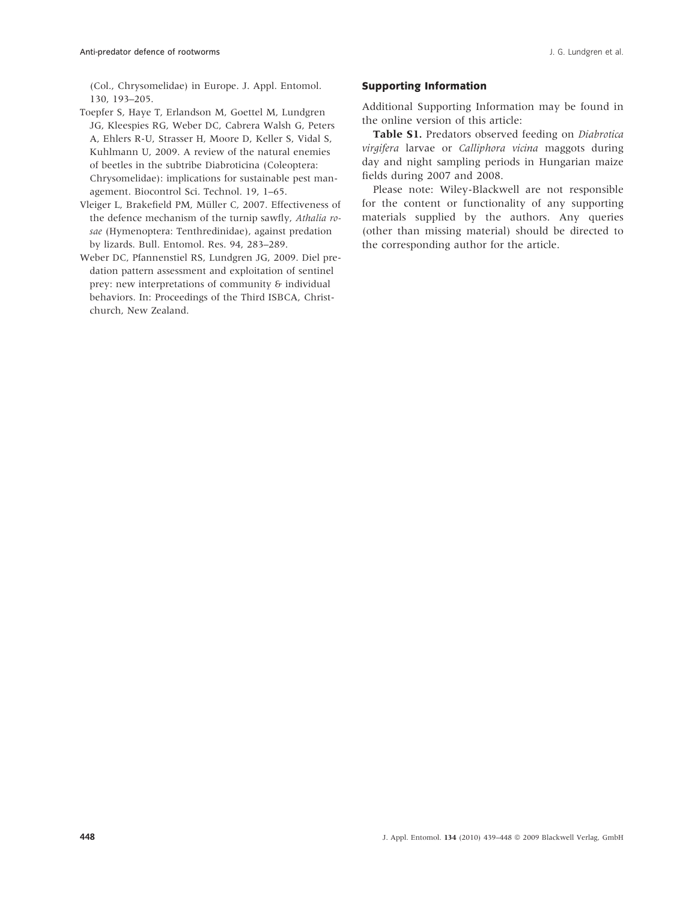(Col., Chrysomelidae) in Europe. J. Appl. Entomol. 130, 193–205.

Toepfer S, Haye T, Erlandson M, Goettel M, Lundgren JG, Kleespies RG, Weber DC, Cabrera Walsh G, Peters A, Ehlers R-U, Strasser H, Moore D, Keller S, Vidal S, Kuhlmann U, 2009. A review of the natural enemies of beetles in the subtribe Diabroticina (Coleoptera: Chrysomelidae): implications for sustainable pest management. Biocontrol Sci. Technol. 19, 1–65.

Vleiger L, Brakefield PM, Müller C, 2007. Effectiveness of the defence mechanism of the turnip sawfly, *Athalia rosae* (Hymenoptera: Tenthredinidae), against predation by lizards. Bull. Entomol. Res. 94, 283–289.

Weber DC, Pfannenstiel RS, Lundgren JG, 2009. Diel predation pattern assessment and exploitation of sentinel prey: new interpretations of community & individual behaviors. In: Proceedings of the Third ISBCA, Christchurch, New Zealand.

## Supporting Information

Additional Supporting Information may be found in the online version of this article:

**Table S1.** Predators observed feeding on *Diabrotica virgifera* larvae or *Calliphora vicina* maggots during day and night sampling periods in Hungarian maize fields during 2007 and 2008.

Please note: Wiley-Blackwell are not responsible for the content or functionality of any supporting materials supplied by the authors. Any queries (other than missing material) should be directed to the corresponding author for the article.